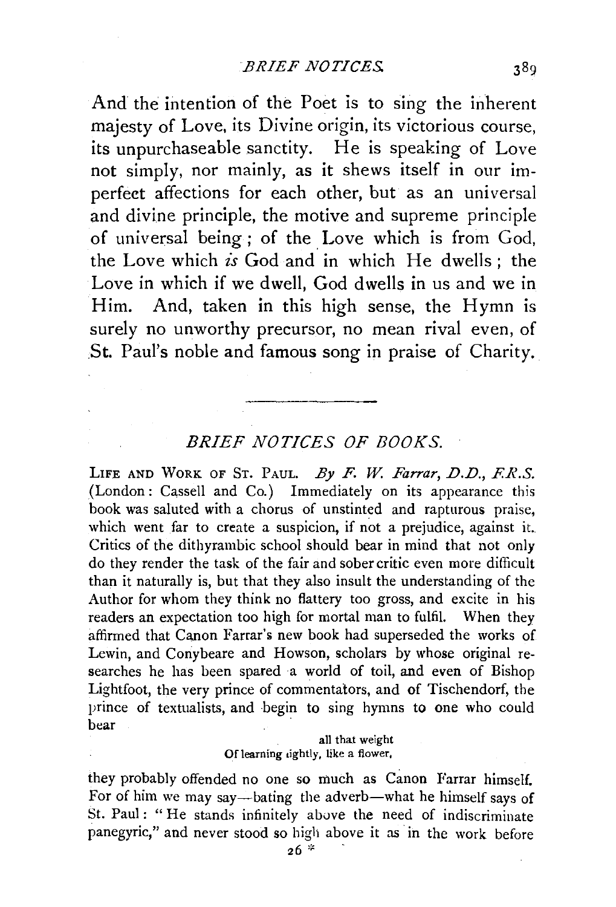And the intention of the Poet is to sing the inherent majesty of Love, its Divine origin, its victorious course, its unpurchaseable sanctity. He is speaking of Love not simply, nor mainly, as it shews itself in our imperfect affections for each other, but as an universal and divine principle, the motive and supreme principle of universal being; of the Love which is from God, the Love which *is* God and in which He dwells; the Love in which if we dwell, God dwells in us and we in Him. And, taken in this high sense, the Hymn is surely no unworthy precursor, no mean rival even, of St. Paul's noble and famous song in praise of Charity.

---

## *BRIEF NOTICES OF BOOKS.*

LIFE AND WORK OF ST. PAUL. *By F. W. Farrar, D.D., F.R.S.* (London: Cassell and Co.) Immediately on its appearance this book was saluted with a chorus of unstinted and rapturous praise, which went far to create a suspicion, if not a prejudice, against it. Critics of the dithyrambic school should bear in mind that not only do they render the task of the fair and sober critic even more difficult than it naturally is, but that they also insult the understanding of the Author for whom they think no flattery too gross, and excite in his readers an expectation too high for mortal man to fulfil. When they affirmed that Canon Farrar's new book had superseded the works of Lewin, and Conybeare and Howson, scholars by whose original researches he has been spared a world of toil, and even of Bishop Lightfoot, the very prince of commentators, and of Tischendorf, the prince of textualists, and begin to sing hymns to one who could bear

> all that weight
> Of learning lightly, like a flower,

they probably offended no one so much as Canon Farrar himself. For of him we may say—bating the adverb—what he himself says of St. Paul: "He stands infinitely above the need of indiscriminate panegyric," and never stood so high above it as in the work before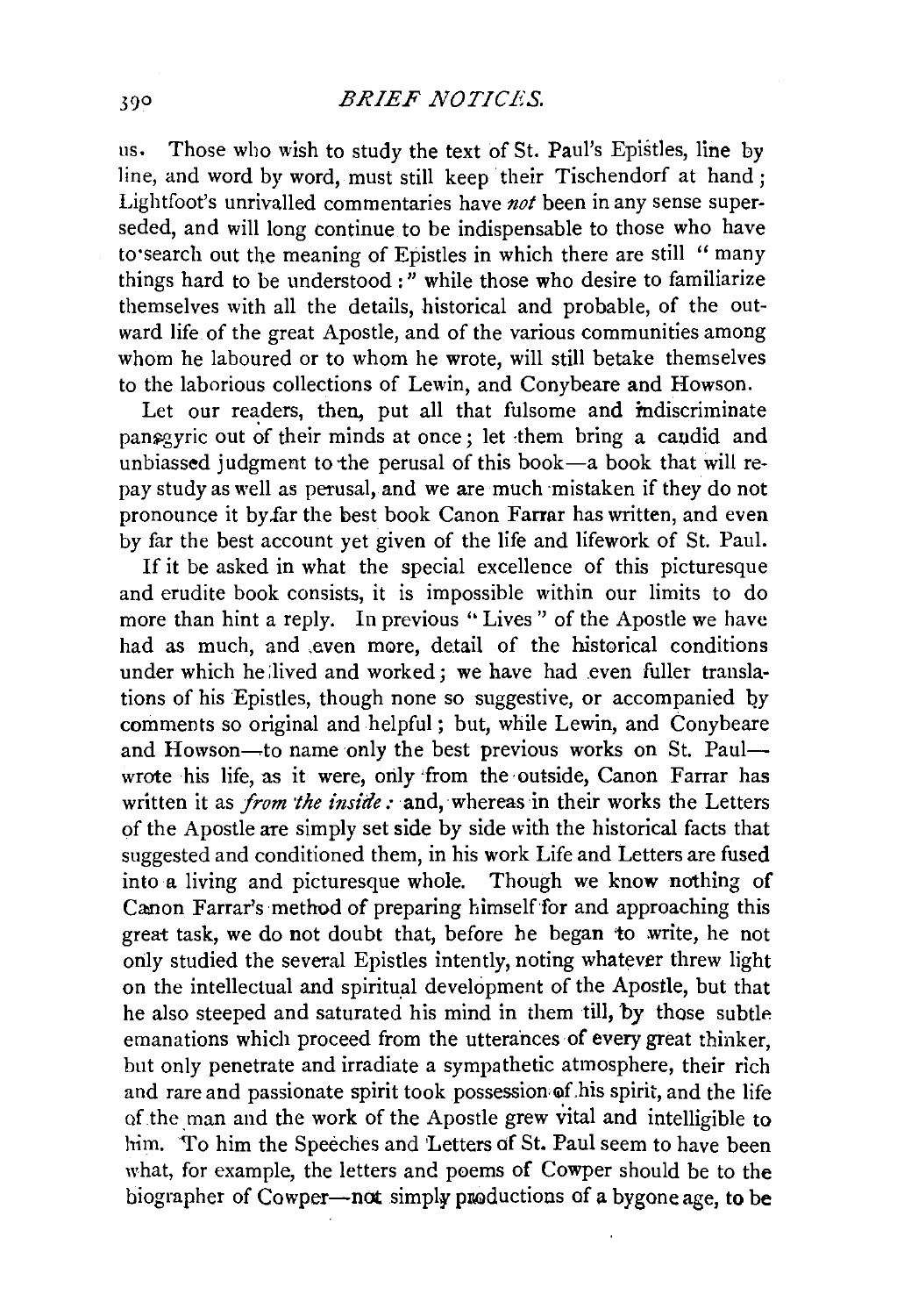us. Those who wish to study the text of St. Paul's Epistles, line by line, and word by word, must still keep their Tischendorf at hand; Lightfoot's unrivalled commentaries have *not* been in any sense superseded, and will long continue to be indispensable to those who have to search out the meaning of Epistles in which there are still "many things hard to be understood:" while those who desire to familiarize themselves with all the details, historical and probable, of the outward life of the great Apostle, and of the various communities among whom he laboured or to whom he wrote, will still betake themselves to the laborious collections of Lewin, and Conybeare and Howson.

Let our readers, then, put all that fulsome and indiscriminate panegyric out of their minds at once; let them bring a candid and unbiassed judgment to the perusal of this book—a book that will repay study as well as perusal, and we are much mistaken if they do not pronounce it by far the best book Canon Farrar has written, and even by far the best account yet given of the life and lifework of St. Paul.

If it be asked in what the special excellence of this picturesque and erudite book consists, it is impossible within our limits to do more than hint a reply. In previous "Lives" of the Apostle we have had as much, and even more, detail of the historical conditions under which he lived and worked; we have had even fuller translations of his Epistles, though none so suggestive, or accompanied by comments so original and helpful; but, while Lewin, and Conybeare and Howson—to name only the best previous works on St. Paul—wrote his life, as it were, only from the outside, Canon Farrar has written it as *from the inside:* and, whereas in their works the Letters of the Apostle are simply set side by side with the historical facts that suggested and conditioned them, in his work Life and Letters are fused into a living and picturesque whole. Though we know nothing of Canon Farrar's method of preparing himself for and approaching this great task, we do not doubt that, before he began to write, he not only studied the several Epistles intently, noting whatever threw light on the intellectual and spiritual development of the Apostle, but that he also steeped and saturated his mind in them till, by those subtle emanations which proceed from the utterances of every great thinker, but only penetrate and irradiate a sympathetic atmosphere, their rich and rare and passionate spirit took possession of his spirit, and the life of the man and the work of the Apostle grew vital and intelligible to him. To him the Speeches and Letters of St. Paul seem to have been what, for example, the letters and poems of Cowper should be to the biographer of Cowper—not simply productions of a bygone age, to be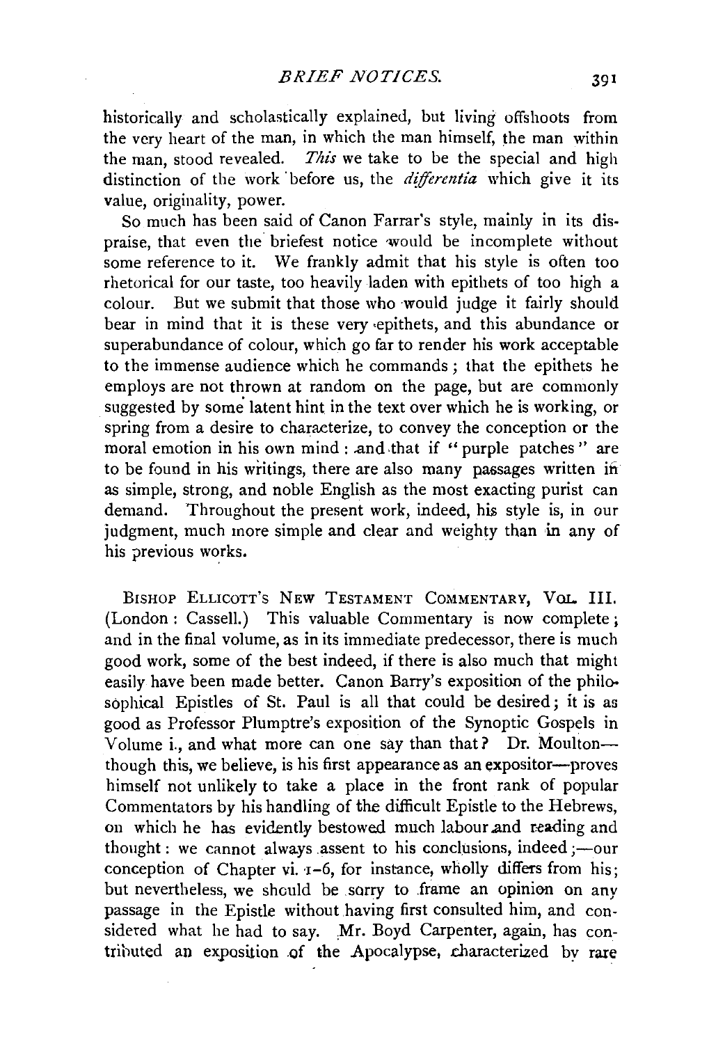historically and scholastically explained, but living offshoots from the very heart of the man, in which the man himself, the man within the man, stood revealed. *This* we take to be the special and high distinction of the work before us, the *differentia* which give it its value, originality, power.

So much has been said of Canon Farrar's style, mainly in its dispraise, that even the briefest notice would be incomplete without some reference to it. We frankly admit that his style is often too rhetorical for our taste, too heavily laden with epithets of too high a colour. But we submit that those who would judge it fairly should bear in mind that it is these very epithets, and this abundance or superabundance of colour, which go far to render his work acceptable to the immense audience which he commands; that the epithets he employs are not thrown at random on the page, but are commonly suggested by some latent hint in the text over which he is working, or spring from a desire to characterize, to convey the conception or the moral emotion in his own mind: and that if "purple patches" are to be found in his writings, there are also many passages written in as simple, strong, and noble English as the most exacting purist can demand. Throughout the present work, indeed, his style is, in our judgment, much more simple and clear and weighty than in any of his previous works.

BISHOP ELLICOTT'S NEW TESTAMENT COMMENTARY, VOL. III. (London: Cassell.) This valuable Commentary is now complete; and in the final volume, as in its immediate predecessor, there is much good work, some of the best indeed, if there is also much that might easily have been made better. Canon Barry's exposition of the philosophical Epistles of St. Paul is all that could be desired; it is as good as Professor Plumptre's exposition of the Synoptic Gospels in Volume i., and what more can one say than that? Dr. Moulton—though this, we believe, is his first appearance as an expositor—proves himself not unlikely to take a place in the front rank of popular Commentators by his handling of the difficult Epistle to the Hebrews, on which he has evidently bestowed much labour and reading and thought: we cannot always assent to his conclusions, indeed;—our conception of Chapter vi. 1–6, for instance, wholly differs from his; but nevertheless, we should be sorry to frame an opinion on any passage in the Epistle without having first consulted him, and considered what he had to say. Mr. Boyd Carpenter, again, has contributed an exposition of the Apocalypse, characterized by rare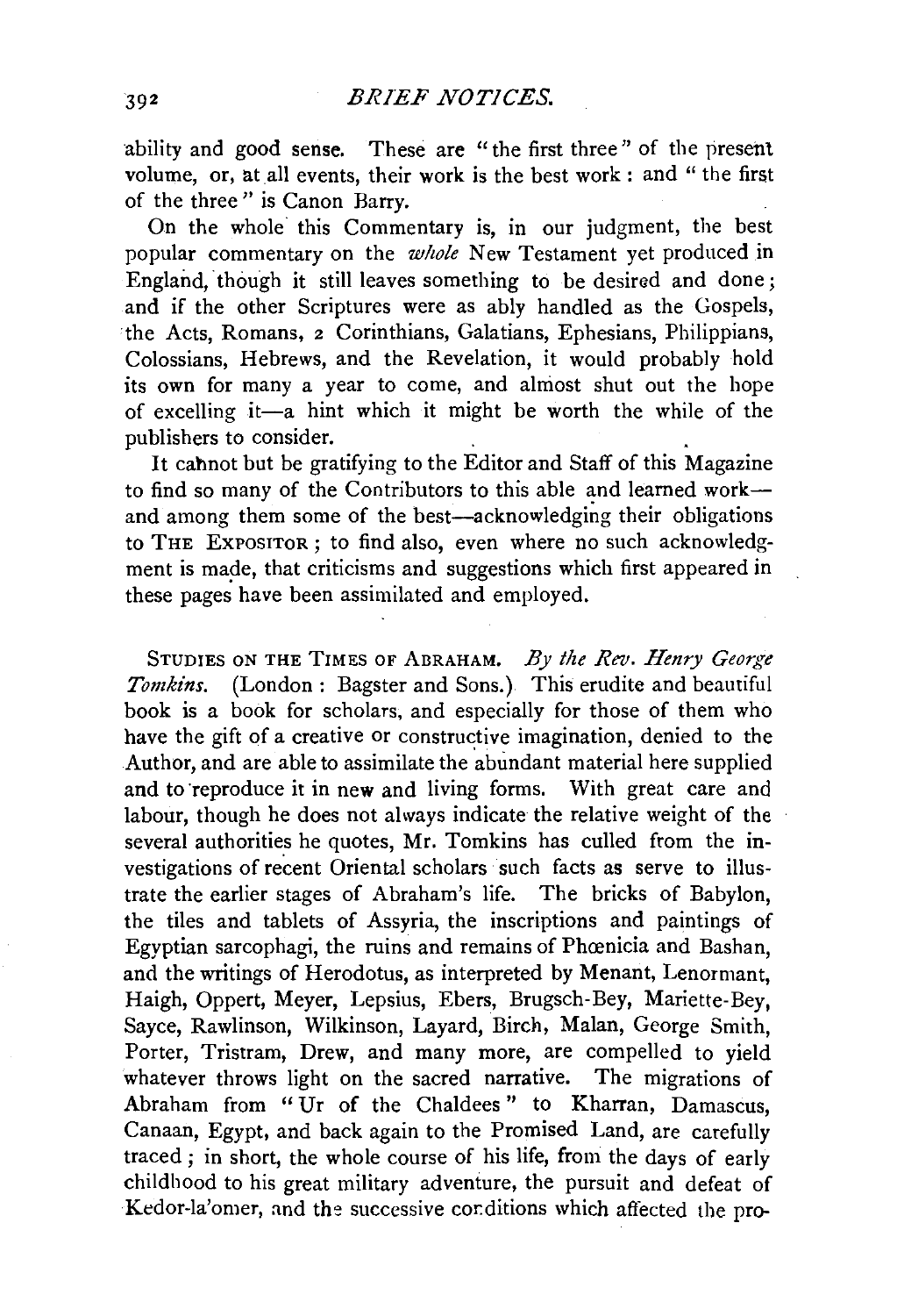ability and good sense. These are "the first three" of the present volume, or, at all events, their work is the best work: and "the first of the three" is Canon Barry.

On the whole this Commentary is, in our judgment, the best popular commentary on the *whole* New Testament yet produced in England, though it still leaves something to be desired and done; and if the other Scriptures were as ably handled as the Gospels, the Acts, Romans, 2 Corinthians, Galatians, Ephesians, Philippians, Colossians, Hebrews, and the Revelation, it would probably hold its own for many a year to come, and almost shut out the hope of excelling it—a hint which it might be worth the while of the publishers to consider.

It cannot but be gratifying to the Editor and Staff of this Magazine to find so many of the Contributors to this able and learned work—and among them some of the best—acknowledging their obligations to THE EXPOSITOR; to find also, even where no such acknowledgment is made, that criticisms and suggestions which first appeared in these pages have been assimilated and employed.

STUDIES ON THE TIMES OF ABRAHAM. *By the Rev. Henry George Tomkins.* (London: Bagster and Sons.) This erudite and beautiful book is a book for scholars, and especially for those of them who have the gift of a creative or constructive imagination, denied to the Author, and are able to assimilate the abundant material here supplied and to reproduce it in new and living forms. With great care and labour, though he does not always indicate the relative weight of the several authorities he quotes, Mr. Tomkins has culled from the investigations of recent Oriental scholars such facts as serve to illustrate the earlier stages of Abraham's life. The bricks of Babylon, the tiles and tablets of Assyria, the inscriptions and paintings of Egyptian sarcophagi, the ruins and remains of Phœnicia and Bashan, and the writings of Herodotus, as interpreted by Menant, Lenormant, Haigh, Oppert, Meyer, Lepsius, Ebers, Brugsch-Bey, Mariette-Bey, Sayce, Rawlinson, Wilkinson, Layard, Birch, Malan, George Smith, Porter, Tristram, Drew, and many more, are compelled to yield whatever throws light on the sacred narrative. The migrations of Abraham from "Ur of the Chaldees" to Kharran, Damascus, Canaan, Egypt, and back again to the Promised Land, are carefully traced; in short, the whole course of his life, from the days of early childhood to his great military adventure, the pursuit and defeat of Kedor-la'omer, and the successive conditions which affected the pro-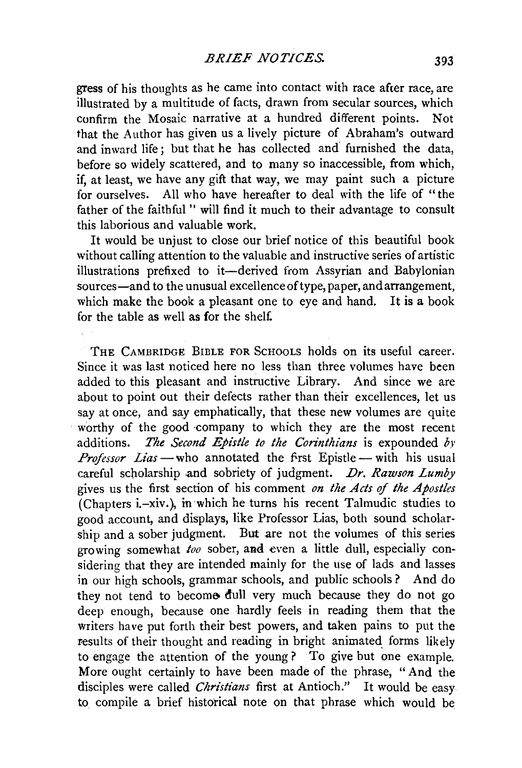gress of his thoughts as he came into contact with race after race, are illustrated by a multitude of facts, drawn from secular sources, which confirm the Mosaic narrative at a hundred different points. Not that the Author has given us a lively picture of Abraham's outward and inward life; but that he has collected and furnished the data, before so widely scattered, and to many so inaccessible, from which, if, at least, we have any gift that way, we may paint such a picture for ourselves. All who have hereafter to deal with the life of "the father of the faithful" will find it much to their advantage to consult this laborious and valuable work.

It would be unjust to close our brief notice of this beautiful book without calling attention to the valuable and instructive series of artistic illustrations prefixed to it—derived from Assyrian and Babylonian sources—and to the unusual excellence of type, paper, and arrangement, which make the book a pleasant one to eye and hand. It is a book for the table as well as for the shelf.

THE CAMBRIDGE BIBLE FOR SCHOOLS holds on its useful career. Since it was last noticed here no less than three volumes have been added to this pleasant and instructive Library. And since we are about to point out their defects rather than their excellences, let us say at once, and say emphatically, that these new volumes are quite worthy of the good company to which they are the most recent additions. *The Second Epistle to the Corinthians* is expounded *by Professor Lias*—who annotated the first Epistle—with his usual careful scholarship and sobriety of judgment. *Dr. Rawson Lumby* gives us the first section of his comment *on the Acts of the Apostles* (Chapters i.–xiv.), in which he turns his recent Talmudic studies to good account, and displays, like Professor Lias, both sound scholarship and a sober judgment. But are not the volumes of this series growing somewhat *too* sober, and even a little dull, especially considering that they are intended mainly for the use of lads and lasses in our high schools, grammar schools, and public schools? And do they not tend to become dull very much because they do not go deep enough, because one hardly feels in reading them that the writers have put forth their best powers, and taken pains to put the results of their thought and reading in bright animated forms likely to engage the attention of the young? To give but one example. More ought certainly to have been made of the phrase, "And the disciples were called *Christians* first at Antioch." It would be easy to compile a brief historical note on that phrase which would be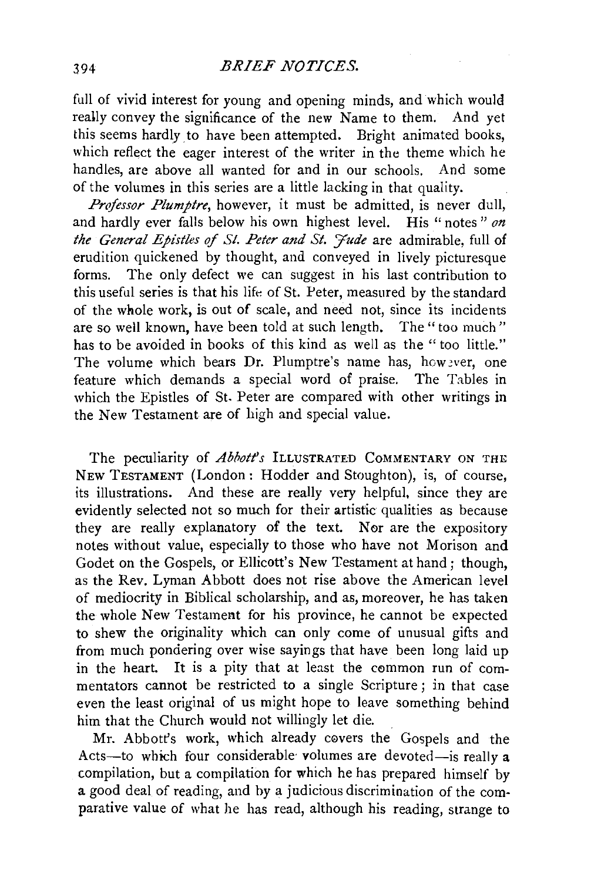full of vivid interest for young and opening minds, and which would really convey the significance of the new Name to them. And yet this seems hardly to have been attempted. Bright animated books, which reflect the eager interest of the writer in the theme which he handles, are above all wanted for and in our schools. And some of the volumes in this series are a little lacking in that quality.

*Professor Plumptre*, however, it must be admitted, is never dull, and hardly ever falls below his own highest level. His "notes" *on the General Epistles of St. Peter and St. Jude* are admirable, full of erudition quickened by thought, and conveyed in lively picturesque forms. The only defect we can suggest in his last contribution to this useful series is that his life of St. Peter, measured by the standard of the whole work, is out of scale, and need not, since its incidents are so well known, have been told at such length. The "too much" has to be avoided in books of this kind as well as the "too little." The volume which bears Dr. Plumptre's name has, however, one feature which demands a special word of praise. The Tables in which the Epistles of St. Peter are compared with other writings in the New Testament are of high and special value.

The peculiarity of *Abbott's* ILLUSTRATED COMMENTARY ON THE NEW TESTAMENT (London: Hodder and Stoughton), is, of course, its illustrations. And these are really very helpful, since they are evidently selected not so much for their artistic qualities as because they are really explanatory of the text. Nor are the expository notes without value, especially to those who have not Morison and Godet on the Gospels, or Ellicott's New Testament at hand; though, as the Rev. Lyman Abbott does not rise above the American level of mediocrity in Biblical scholarship, and as, moreover, he has taken the whole New Testament for his province, he cannot be expected to shew the originality which can only come of unusual gifts and from much pondering over wise sayings that have been long laid up in the heart. It is a pity that at least the common run of commentators cannot be restricted to a single Scripture; in that case even the least original of us might hope to leave something behind him that the Church would not willingly let die.

Mr. Abbott's work, which already covers the Gospels and the Acts—to which four considerable volumes are devoted—is really a compilation, but a compilation for which he has prepared himself by a good deal of reading, and by a judicious discrimination of the comparative value of what he has read, although his reading, strange to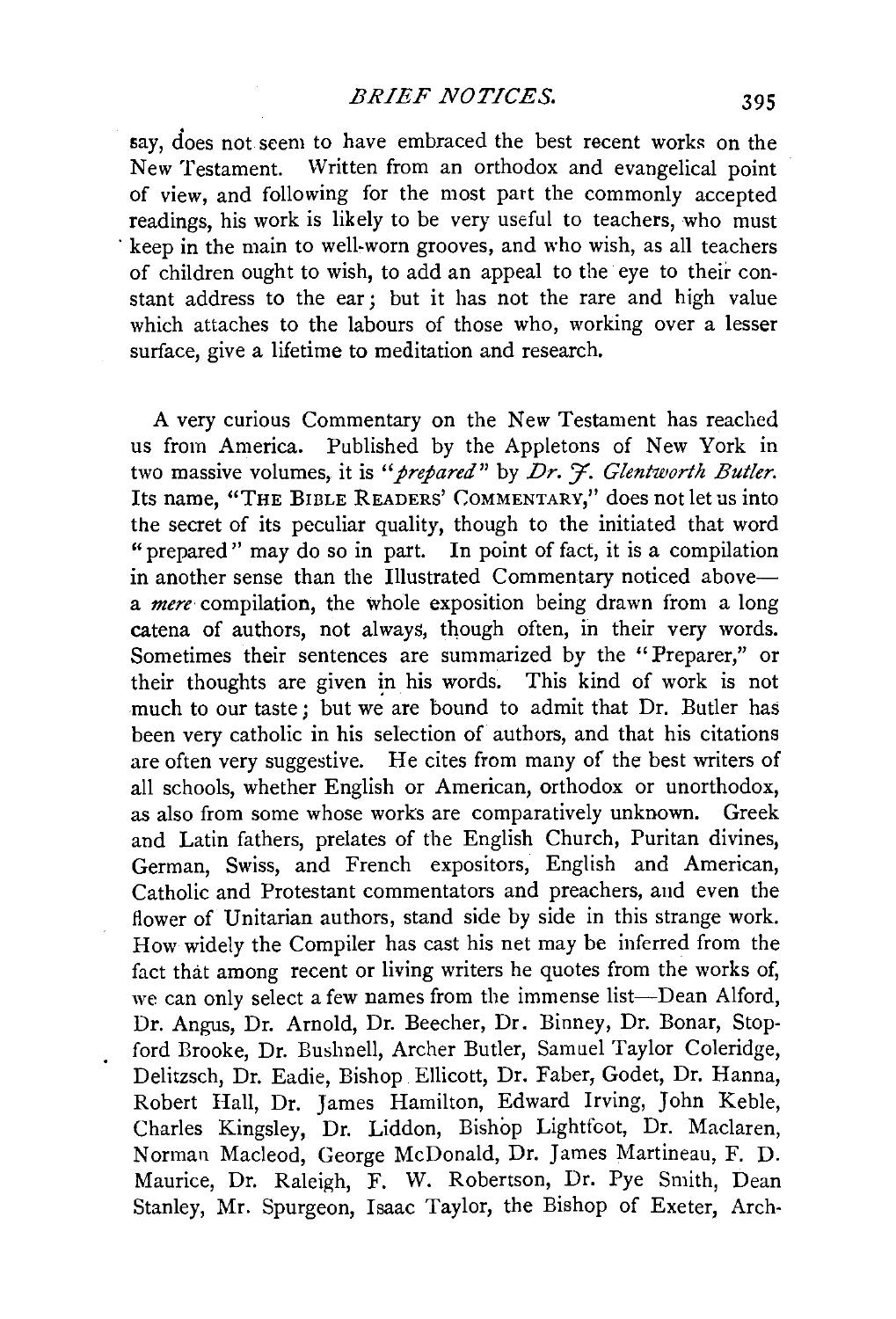say, does not seem to have embraced the best recent works on the New Testament. Written from an orthodox and evangelical point of view, and following for the most part the commonly accepted readings, his work is likely to be very useful to teachers, who must keep in the main to well-worn grooves, and who wish, as all teachers of children ought to wish, to add an appeal to the eye to their constant address to the ear; but it has not the rare and high value which attaches to the labours of those who, working over a lesser surface, give a lifetime to meditation and research.

A very curious Commentary on the New Testament has reached us from America. Published by the Appletons of New York in two massive volumes, it is "*prepared*" by *Dr. J. Glentworth Butler.* Its name, "THE BIBLE READERS' COMMENTARY," does not let us into the secret of its peculiar quality, though to the initiated that word "prepared" may do so in part. In point of fact, it is a compilation in another sense than the Illustrated Commentary noticed above—a *mere* compilation, the whole exposition being drawn from a long catena of authors, not always, though often, in their very words. Sometimes their sentences are summarized by the "Preparer," or their thoughts are given in his words. This kind of work is not much to our taste; but we are bound to admit that Dr. Butler has been very catholic in his selection of authors, and that his citations are often very suggestive. He cites from many of the best writers of all schools, whether English or American, orthodox or unorthodox, as also from some whose works are comparatively unknown. Greek and Latin fathers, prelates of the English Church, Puritan divines, German, Swiss, and French expositors, English and American, Catholic and Protestant commentators and preachers, and even the flower of Unitarian authors, stand side by side in this strange work. How widely the Compiler has cast his net may be inferred from the fact that among recent or living writers he quotes from the works of, we can only select a few names from the immense list—Dean Alford, Dr. Angus, Dr. Arnold, Dr. Beecher, Dr. Binney, Dr. Bonar, Stopford Brooke, Dr. Bushnell, Archer Butler, Samuel Taylor Coleridge, Delitzsch, Dr. Eadie, Bishop Ellicott, Dr. Faber, Godet, Dr. Hanna, Robert Hall, Dr. James Hamilton, Edward Irving, John Keble, Charles Kingsley, Dr. Liddon, Bishop Lightfoot, Dr. Maclaren, Norman Macleod, George McDonald, Dr. James Martineau, F. D. Maurice, Dr. Raleigh, F. W. Robertson, Dr. Pye Smith, Dean Stanley, Mr. Spurgeon, Isaac Taylor, the Bishop of Exeter, Arch-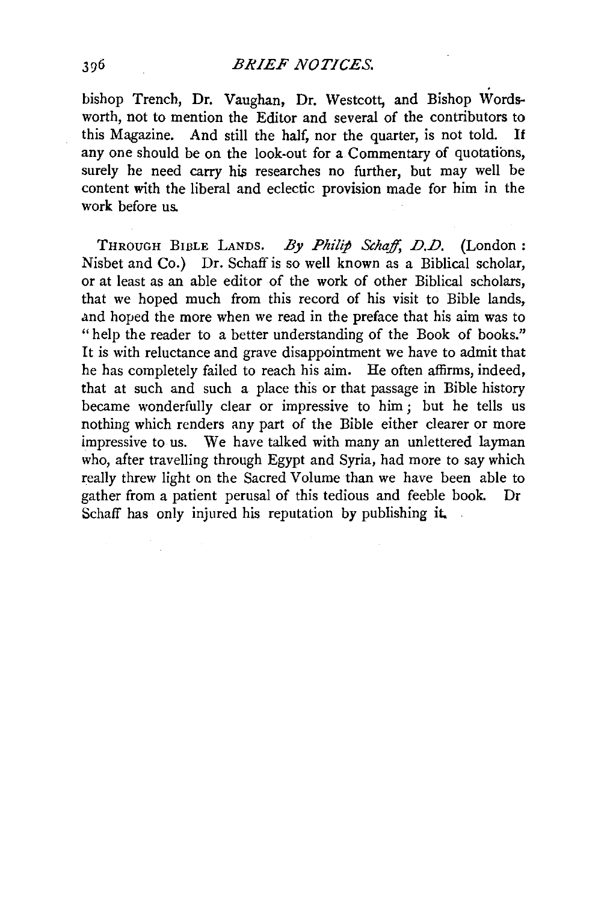bishop Trench, Dr. Vaughan, Dr. Westcott, and Bishop Wordsworth, not to mention the Editor and several of the contributors to this Magazine. And still the half, nor the quarter, is not told. If any one should be on the look-out for a Commentary of quotations, surely he need carry his researches no further, but may well be content with the liberal and eclectic provision made for him in the work before us.

THROUGH BIBLE LANDS. *By Philip Schaff, D.D.* (London: Nisbet and Co.) Dr. Schaff is so well known as a Biblical scholar, or at least as an able editor of the work of other Biblical scholars, that we hoped much from this record of his visit to Bible lands, and hoped the more when we read in the preface that his aim was to "help the reader to a better understanding of the Book of books." It is with reluctance and grave disappointment we have to admit that he has completely failed to reach his aim. He often affirms, indeed, that at such and such a place this or that passage in Bible history became wonderfully clear or impressive to him; but he tells us nothing which renders any part of the Bible either clearer or more impressive to us. We have talked with many an unlettered layman who, after travelling through Egypt and Syria, had more to say which really threw light on the Sacred Volume than we have been able to gather from a patient perusal of this tedious and feeble book. Dr Schaff has only injured his reputation by publishing it.